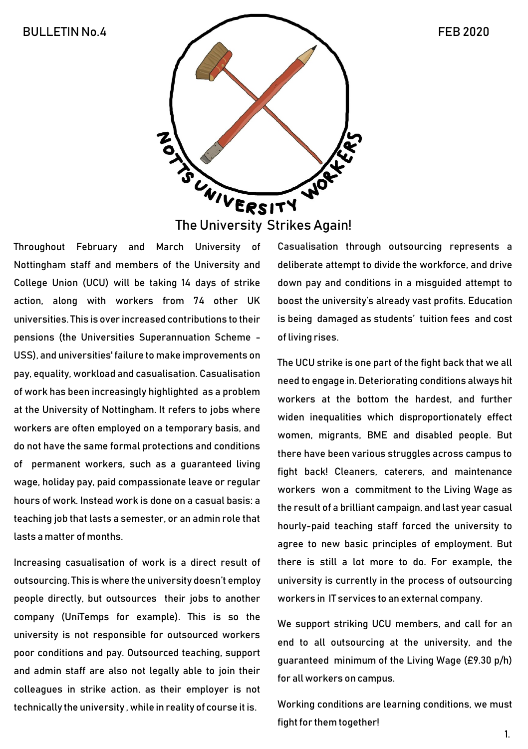BULLETIN No.4 FEB 2020

NOTTS UNIVERSITY WORKERS

# The University Strikes Again!

Throughout February and March University of Nottingham staff and members of the University and College Union (UCU) will be taking 14 days of strike action, along with workers from 74 other UK universities. This is over increased contributions to their pensions (the Universities Superannuation Scheme - USS), and universities' failure to make improvements on pay, equality, workload and casualisation. Casualisation of work has been increasingly highlighted as a problem at the University of Nottingham. It refers to jobs where workers are often employed on a temporary basis, and do not have the same formal protections and conditions of permanent workers, such as a guaranteed living wage, holiday pay, paid compassionate leave or regular hours of work. Instead work is done on a casual basis: a teaching job that lasts a semester, or an admin role that lasts a matter of months.

Increasing casualisation of work is a direct result of outsourcing. This is where the university doesn't employ people directly, but outsources their jobs to another company (UniTemps for example). This is so the university is not responsible for outsourced workers poor conditions and pay. Outsourced teaching, support and admin staff are also not legally able to join their colleagues in strike action, as their employer is not technically the university, while in reality of course it is.

Casualisation through outsourcing represents a deliberate attempt to divide the workforce, and drive down pay and conditions in a misguided attempt to boost the university's already vast profits. Education is being damaged as students' tuition fees and cost of living rises.

The UCU strike is one part of the fight back that we all need to engage in. Deteriorating conditions always hit workers at the bottom the hardest, and further widen inequalities which disproportionately effect women, migrants, BME and disabled people. But there have been various struggles across campus to fight back! Cleaners, caterers, and maintenance workers won a commitment to the Living Wage as the result of a brilliant campaign, and last year casual hourly-paid teaching staff forced the university to agree to new basic principles of employment. But there is still a lot more to do. For example, the university is currently in the process of outsourcing workers in IT services to an external company.

We support striking UCU members, and call for an end to all outsourcing at the university, and the guaranteed minimum of the Living Wage (£9.30 p/h) for all workers on campus.

Working conditions are learning conditions, we must fight for them together!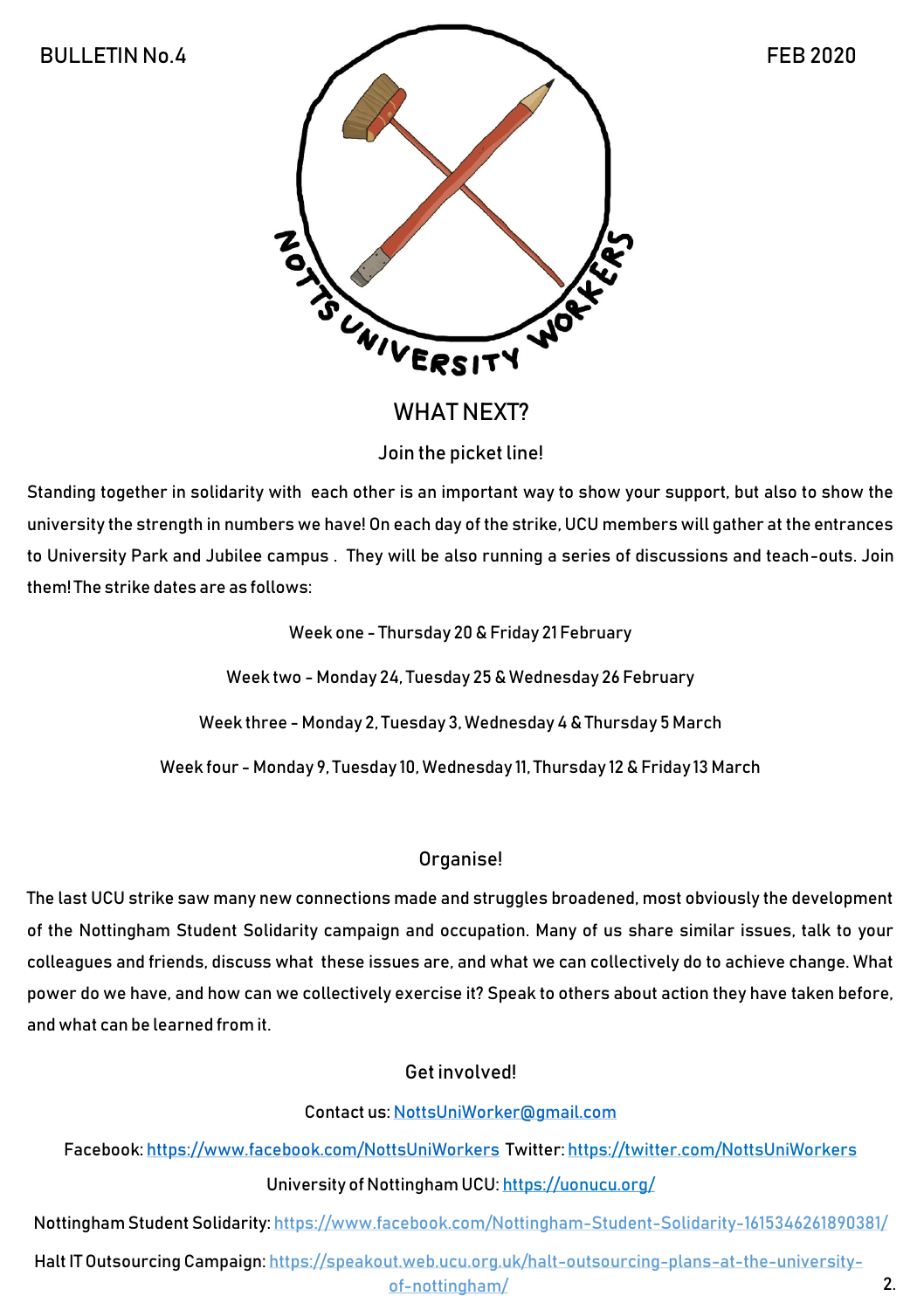BULLETIN No.4

FEB 2020

## WHAT NEXT?

### Join the picket line!

Standing together in solidarity with each other is an important way to show your support, but also to show the university the strength in numbers we have! On each day of the strike, UCU members will gather at the entrances to University Park and Jubilee campus . They will be also running a series of discussions and teach-outs. Join them! The strike dates are as follows:

Week one - Thursday 20 & Friday 21 February

Week two - Monday 24, Tuesday 25 & Wednesday 26 February

Week three - Monday 2, Tuesday 3, Wednesday 4 & Thursday 5 March

Week four - Monday 9, Tuesday 10, Wednesday 11, Thursday 12 & Friday 13 March

### Organise!

The last UCU strike saw many new connections made and struggles broadened, most obviously the development of the Nottingham Student Solidarity campaign and occupation. Many of us share similar issues, talk to your colleagues and friends, discuss what these issues are, and what we can collectively do to achieve change. What power do we have, and how can we collectively exercise it? Speak to others about action they have taken before, and what can be learned from it.

### Get involved!

Contact us: NottsUniWorker@gmail.com

Facebook: https://www.facebook.com/NottsUniWorkers Twitter: https://twitter.com/NottsUniWorkers

University of Nottingham UCU: https://uonucu.org/

Nottingham Student Solidarity: https://www.facebook.com/Nottingham-Student-Solidarity-1615346261890381/

Halt IT Outsourcing Campaign: https://speakout.web.ucu.org.uk/halt-outsourcing-plans-at-the-university-of-nottingham/